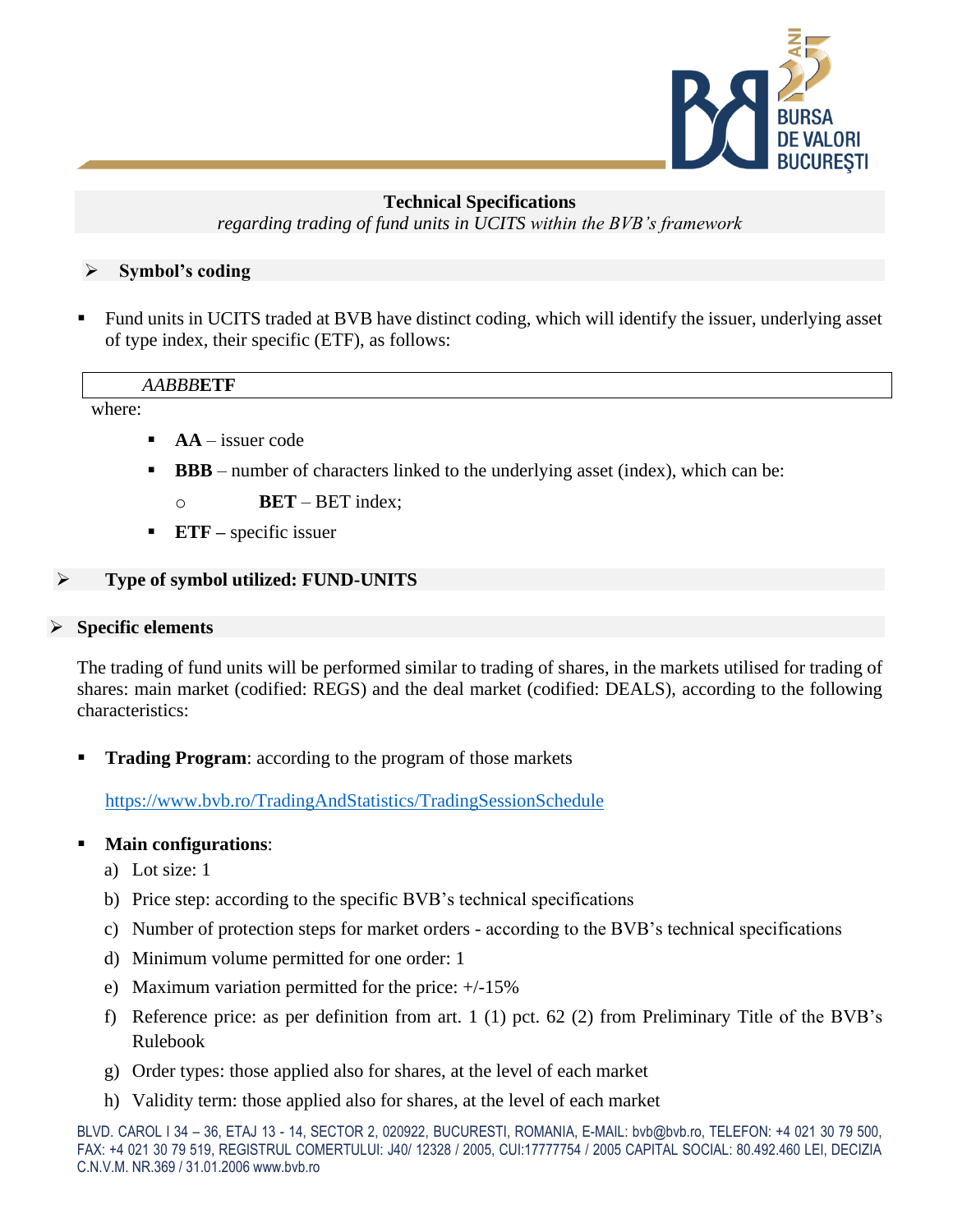# Technical Specifications

*regarding trading of fund units in UCITS within the BVB's framework*

## ➢ Symbol's coding

- Fund units in UCITS traded at BVB have distinct coding, which will identify the issuer, underlying asset of type index, their specific (ETF), as follows:

| *AABBB***ETF** |
|---|

where:

- **AA** – issuer code
- **BBB** – number of characters linked to the underlying asset (index), which can be:
  - **BET** – BET index;
- **ETF –** specific issuer

## ➢ Type of symbol utilized: FUND-UNITS

## ➢ Specific elements

The trading of fund units will be performed similar to trading of shares, in the markets utilised for trading of shares: main market (codified: REGS) and the deal market (codified: DEALS), according to the following characteristics:

- **Trading Program**: according to the program of those markets

  https://www.bvb.ro/TradingAndStatistics/TradingSessionSchedule

- **Main configurations**:
  a) Lot size: 1
  b) Price step: according to the specific BVB's technical specifications
  c) Number of protection steps for market orders - according to the BVB's technical specifications
  d) Minimum volume permitted for one order: 1
  e) Maximum variation permitted for the price: +/-15%
  f) Reference price: as per definition from art. 1 (1) pct. 62 (2) from Preliminary Title of the BVB's Rulebook
  g) Order types: those applied also for shares, at the level of each market
  h) Validity term: those applied also for shares, at the level of each market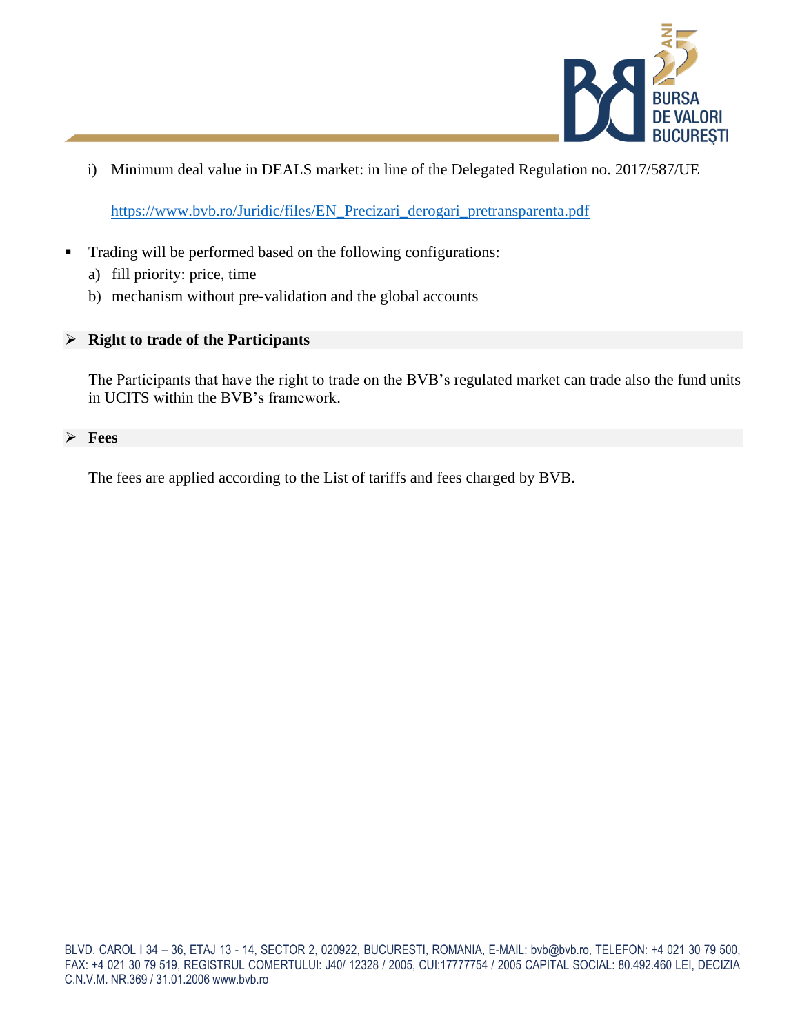i) Minimum deal value in DEALS market: in line of the Delegated Regulation no. 2017/587/UE

[https://www.bvb.ro/Juridic/files/EN_Precizari_derogari_pretransparenta.pdf](https://www.bvb.ro/Juridic/files/EN_Precizari_derogari_pretransparenta.pdf)

- Trading will be performed based on the following configurations:
  a) fill priority: price, time
  b) mechanism without pre-validation and the global accounts

## Right to trade of the Participants

The Participants that have the right to trade on the BVB's regulated market can trade also the fund units in UCITS within the BVB's framework.

## Fees

The fees are applied according to the List of tariffs and fees charged by BVB.